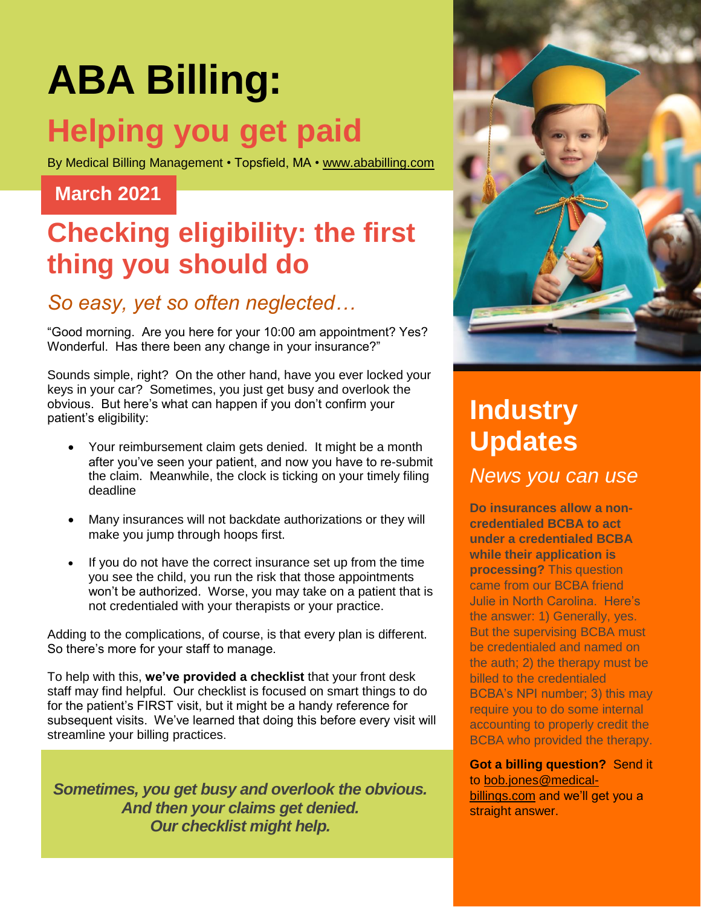# ABA Billing:

## Helping you get paid

By Medical Billing Management • Topsfield, MA • www.ababilling.com

**March 2021**

## Checking eligibility: the first thing you should do

### *So easy, yet so often neglected…*

"Good morning. Are you here for your 10:00 am appointment? Yes? Wonderful. Has there been any change in your insurance?"

Sounds simple, right? On the other hand, have you ever locked your keys in your car? Sometimes, you just get busy and overlook the obvious. But here's what can happen if you don't confirm your patient's eligibility:

- Your reimbursement claim gets denied. It might be a month after you've seen your patient, and now you have to re-submit the claim. Meanwhile, the clock is ticking on your timely filing deadline
- Many insurances will not backdate authorizations or they will make you jump through hoops first.
- If you do not have the correct insurance set up from the time you see the child, you run the risk that those appointments won't be authorized. Worse, you may take on a patient that is not credentialed with your therapists or your practice.

Adding to the complications, of course, is that every plan is different. So there's more for your staff to manage.

To help with this, **we've provided a checklist** that your front desk staff may find helpful. Our checklist is focused on smart things to do for the patient's FIRST visit, but it might be a handy reference for subsequent visits. We've learned that doing this before every visit will streamline your billing practices.

***Sometimes, you get busy and overlook the obvious. And then your claims get denied. Our checklist might help.***

## Industry Updates

### *News you can use*

**Do insurances allow a non-credentialed BCBA to act under a credentialed BCBA while their application is processing?** This question came from our BCBA friend Julie in North Carolina. Here's the answer: 1) Generally, yes. But the supervising BCBA must be credentialed and named on the auth; 2) the therapy must be billed to the credentialed BCBA's NPI number; 3) this may require you to do some internal accounting to properly credit the BCBA who provided the therapy.

**Got a billing question?** Send it to bob.jones@medical-billings.com and we'll get you a straight answer.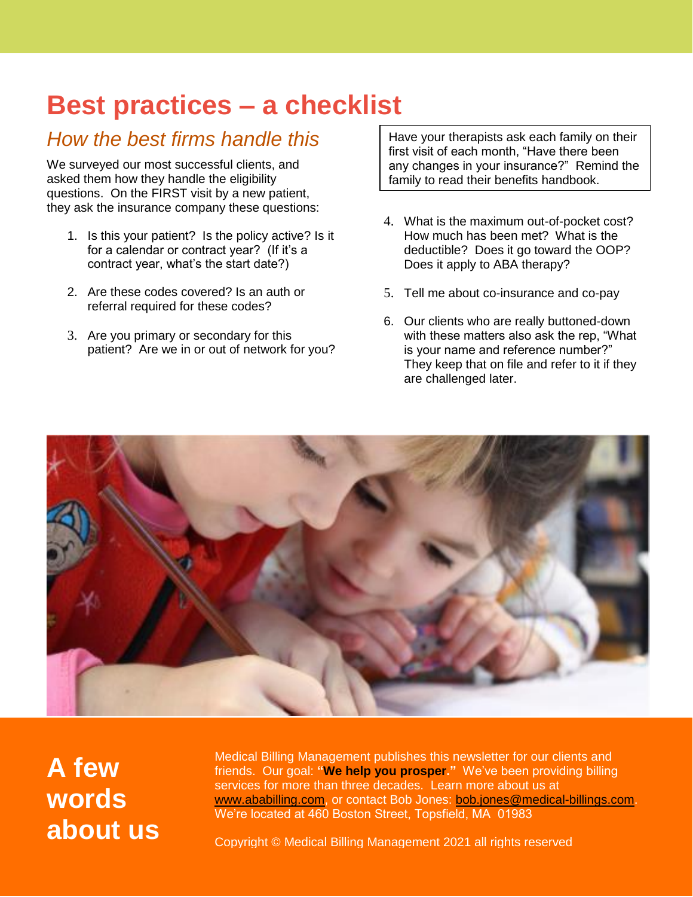# Best practices – a checklist

## *How the best firms handle this*

We surveyed our most successful clients, and asked them how they handle the eligibility questions. On the FIRST visit by a new patient, they ask the insurance company these questions:

1. Is this your patient? Is the policy active? Is it for a calendar or contract year? (If it's a contract year, what's the start date?)
2. Are these codes covered? Is an auth or referral required for these codes?
3. Are you primary or secondary for this patient? Are we in or out of network for you?
4. What is the maximum out-of-pocket cost? How much has been met? What is the deductible? Does it go toward the OOP? Does it apply to ABA therapy?
5. Tell me about co-insurance and co-pay
6. Our clients who are really buttoned-down with these matters also ask the rep, "What is your name and reference number?" They keep that on file and refer to it if they are challenged later.

Have your therapists ask each family on their first visit of each month, "Have there been any changes in your insurance?" Remind the family to read their benefits handbook.

# A few words about us

Medical Billing Management publishes this newsletter for our clients and friends. Our goal: "**We help you prosper**." We've been providing billing services for more than three decades. Learn more about us at www.ababilling.com, or contact Bob Jones: bob.jones@medical-billings.com. We're located at 460 Boston Street, Topsfield, MA 01983

Copyright © Medical Billing Management 2021 all rights reserved